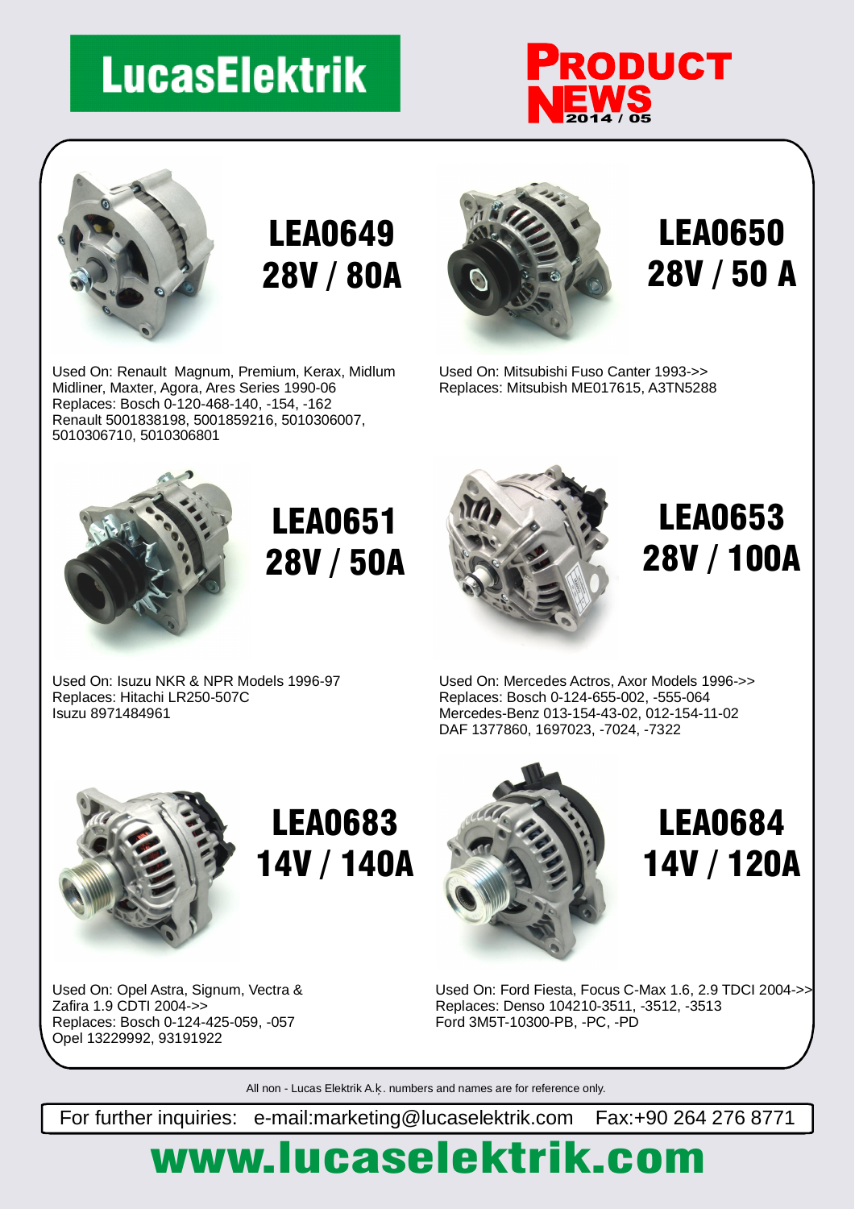# LucasElektrik

**PRODUCT NEWS 2014 / 05**

## LEA0649 28V / 80A

Used On: Renault Magnum, Premium, Kerax, Midlum Midliner, Maxter, Agora, Ares Series 1990-06
Replaces: Bosch 0-120-468-140, -154, -162
Renault 5001838198, 5001859216, 5010306007, 5010306710, 5010306801

## LEA0650 28V / 50 A

Used On: Mitsubishi Fuso Canter 1993->>
Replaces: Mitsubish ME017615, A3TN5288

## LEA0651 28V / 50A

Used On: Isuzu NKR & NPR Models 1996-97
Replaces: Hitachi LR250-507C
Isuzu 8971484961

## LEA0653 28V / 100A

Used On: Mercedes Actros, Axor Models 1996->>
Replaces: Bosch 0-124-655-002, -555-064
Mercedes-Benz 013-154-43-02, 012-154-11-02
DAF 1377860, 1697023, -7024, -7322

## LEA0683 14V / 140A

Used On: Opel Astra, Signum, Vectra & Zafira 1.9 CDTI 2004->>
Replaces: Bosch 0-124-425-059, -057
Opel 13229992, 93191922

## LEA0684 14V / 120A

Used On: Ford Fiesta, Focus C-Max 1.6, 2.9 TDCI 2004->>
Replaces: Denso 104210-3511, -3512, -3513
Ford 3M5T-10300-PB, -PC, -PD

All non - Lucas Elektrik A.ķ. numbers and names are for reference only.

For further inquiries: e-mail:marketing@lucaselektrik.com Fax:+90 264 276 8771

**www.lucaselektrik.com**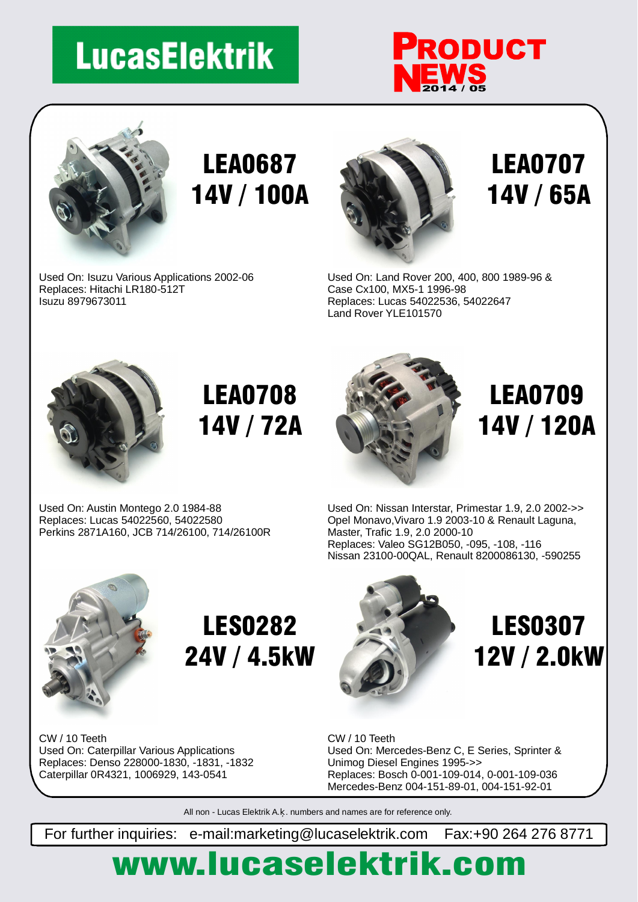# LucasElektrik

**PRODUCT NEWS 2014 / 05**

## LEA0687 14V / 100A

Used On: Isuzu Various Applications 2002-06
Replaces: Hitachi LR180-512T
Isuzu 8979673011

## LEA0707 14V / 65A

Used On: Land Rover 200, 400, 800 1989-96 &
Case Cx100, MX5-1 1996-98
Replaces: Lucas 54022536, 54022647
Land Rover YLE101570

## LEA0708 14V / 72A

Used On: Austin Montego 2.0 1984-88
Replaces: Lucas 54022560, 54022580
Perkins 2871A160, JCB 714/26100, 714/26100R

## LEA0709 14V / 120A

Used On: Nissan Interstar, Primestar 1.9, 2.0 2002->>
Opel Monavo,Vivaro 1.9 2003-10 & Renault Laguna,
Master, Trafic 1.9, 2.0 2000-10
Replaces: Valeo SG12B050, -095, -108, -116
Nissan 23100-00QAL, Renault 8200086130, -590255

## LES0282 24V / 4.5kW

CW / 10 Teeth
Used On: Caterpillar Various Applications
Replaces: Denso 228000-1830, -1831, -1832
Caterpillar 0R4321, 1006929, 143-0541

## LES0307 12V / 2.0kW

CW / 10 Teeth
Used On: Mercedes-Benz C, E Series, Sprinter &
Unimog Diesel Engines 1995->>
Replaces: Bosch 0-001-109-014, 0-001-109-036
Mercedes-Benz 004-151-89-01, 004-151-92-01

All non - Lucas Elektrik A.ş. numbers and names are for reference only.

For further inquiries: e-mail:marketing@lucaselektrik.com Fax:+90 264 276 8771

**www.lucaselektrik.com**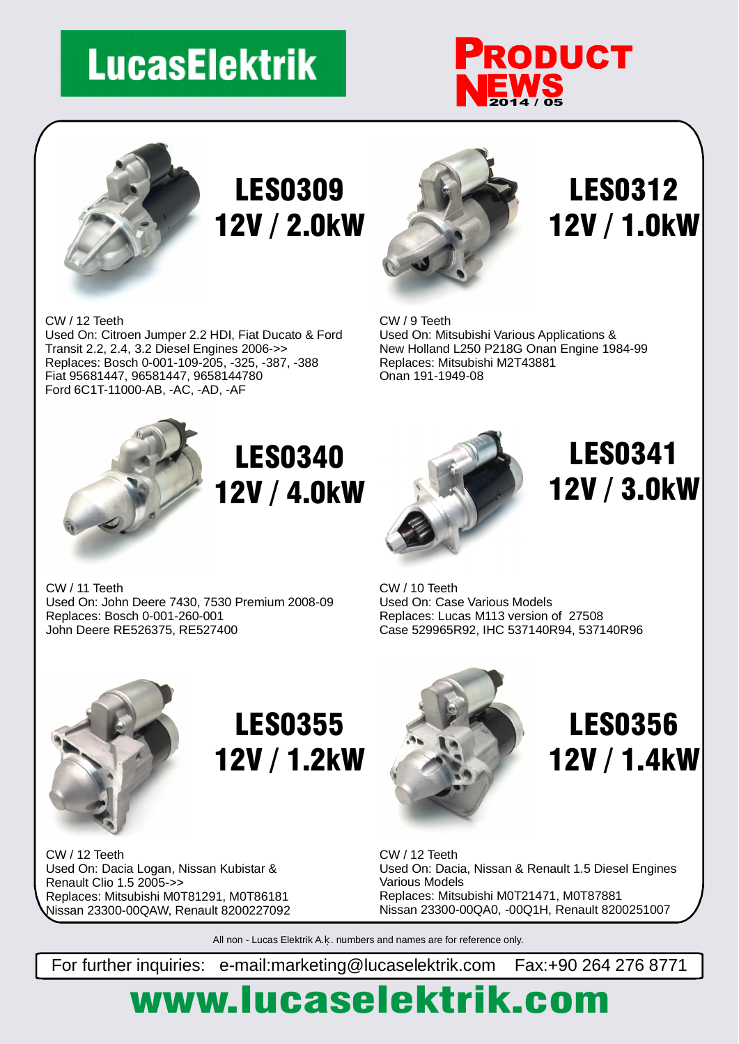# LucasElektrik

**PRODUCT NEWS 2014 / 05**

## LES0309
## 12V / 2.0kW

CW / 12 Teeth
Used On: Citroen Jumper 2.2 HDI, Fiat Ducato & Ford Transit 2.2, 2.4, 3.2 Diesel Engines 2006->>
Replaces: Bosch 0-001-109-205, -325, -387, -388
Fiat 95681447, 96581447, 9658144780
Ford 6C1T-11000-AB, -AC, -AD, -AF

## LES0312
## 12V / 1.0kW

CW / 9 Teeth
Used On: Mitsubishi Various Applications & New Holland L250 P218G Onan Engine 1984-99
Replaces: Mitsubishi M2T43881
Onan 191-1949-08

## LES0340
## 12V / 4.0kW

CW / 11 Teeth
Used On: John Deere 7430, 7530 Premium 2008-09
Replaces: Bosch 0-001-260-001
John Deere RE526375, RE527400

## LES0341
## 12V / 3.0kW

CW / 10 Teeth
Used On: Case Various Models
Replaces: Lucas M113 version of 27508
Case 529965R92, IHC 537140R94, 537140R96

## LES0355
## 12V / 1.2kW

CW / 12 Teeth
Used On: Dacia Logan, Nissan Kubistar & Renault Clio 1.5 2005->>
Replaces: Mitsubishi M0T81291, M0T86181
Nissan 23300-00QAW, Renault 8200227092

## LES0356
## 12V / 1.4kW

CW / 12 Teeth
Used On: Dacia, Nissan & Renault 1.5 Diesel Engines Various Models
Replaces: Mitsubishi M0T21471, M0T87881
Nissan 23300-00QA0, -00Q1H, Renault 8200251007

All non - Lucas Elektrik A.ķ. numbers and names are for reference only.

For further inquiries: e-mail:marketing@lucaselektrik.com Fax:+90 264 276 8771

**www.lucaselektrik.com**